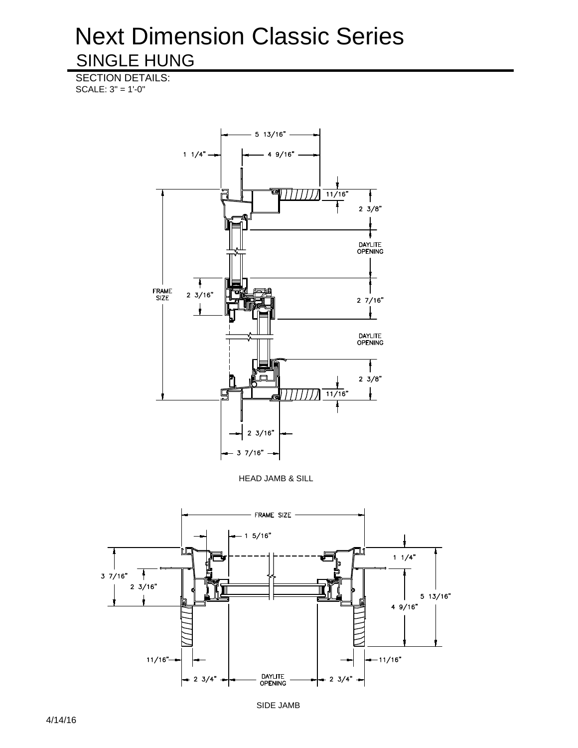# Next Dimension Classic Series

## SINGLE HUNG

SECTION DETAILS:
SCALE: 3" = 1'-0"

5 13/16"

1 1/4"

4 9/16"

11/16"

2 3/8"

DAYLITE OPENING

FRAME SIZE

2 3/16"

2 7/16"

DAYLITE OPENING

2 3/8"

11/16"

2 3/16"

3 7/16"

HEAD JAMB & SILL

FRAME SIZE

1 5/16"

1 1/4"

3 7/16"

2 3/16"

5 13/16"

4 9/16"

11/16"

11/16"

2 3/4"

DAYLITE OPENING

2 3/4"

SIDE JAMB

4/14/16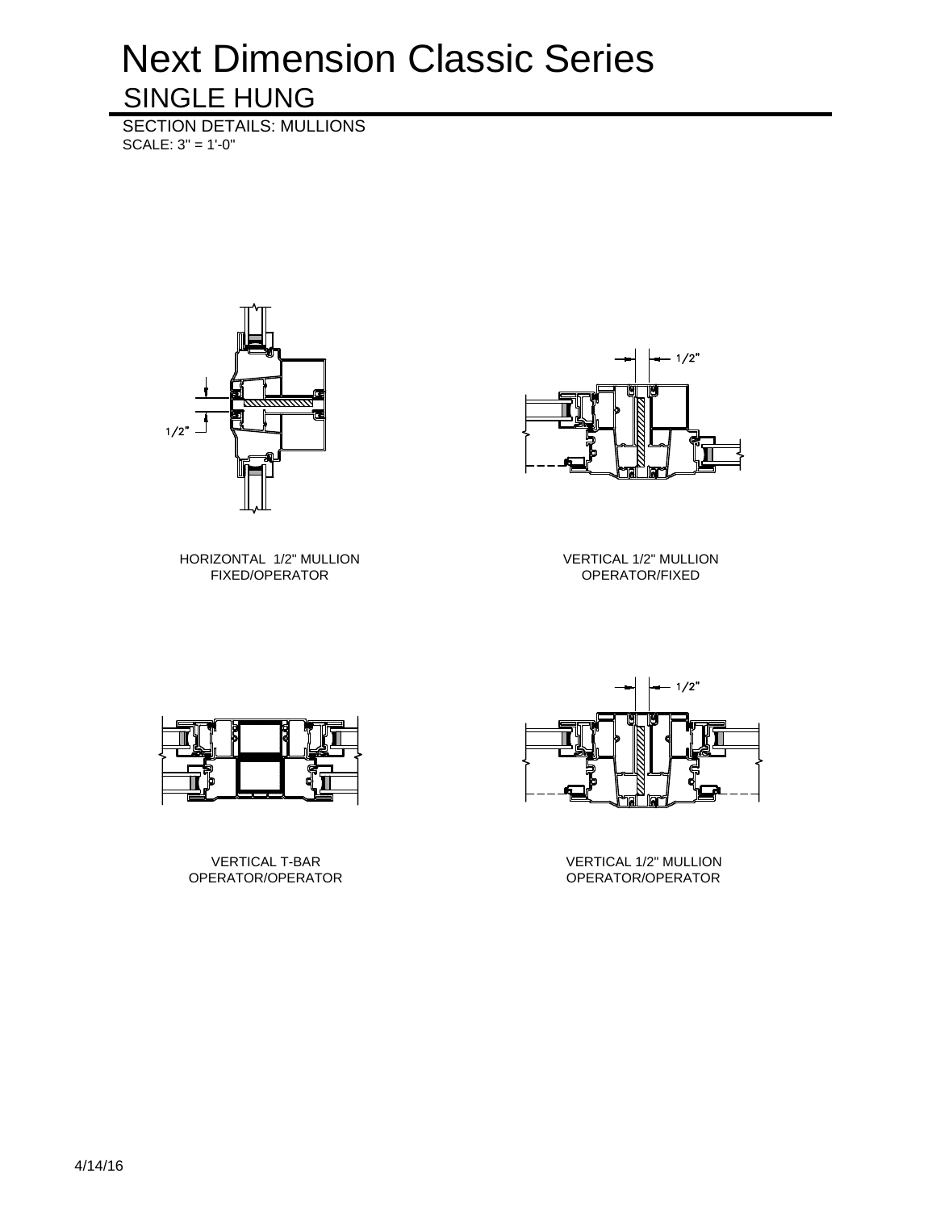# Next Dimension Classic Series

## SINGLE HUNG

SECTION DETAILS: MULLIONS
SCALE: 3" = 1'-0"

1/2"

HORIZONTAL 1/2" MULLION
FIXED/OPERATOR

1/2"

VERTICAL 1/2" MULLION
OPERATOR/FIXED

VERTICAL T-BAR
OPERATOR/OPERATOR

1/2"

VERTICAL 1/2" MULLION
OPERATOR/OPERATOR

4/14/16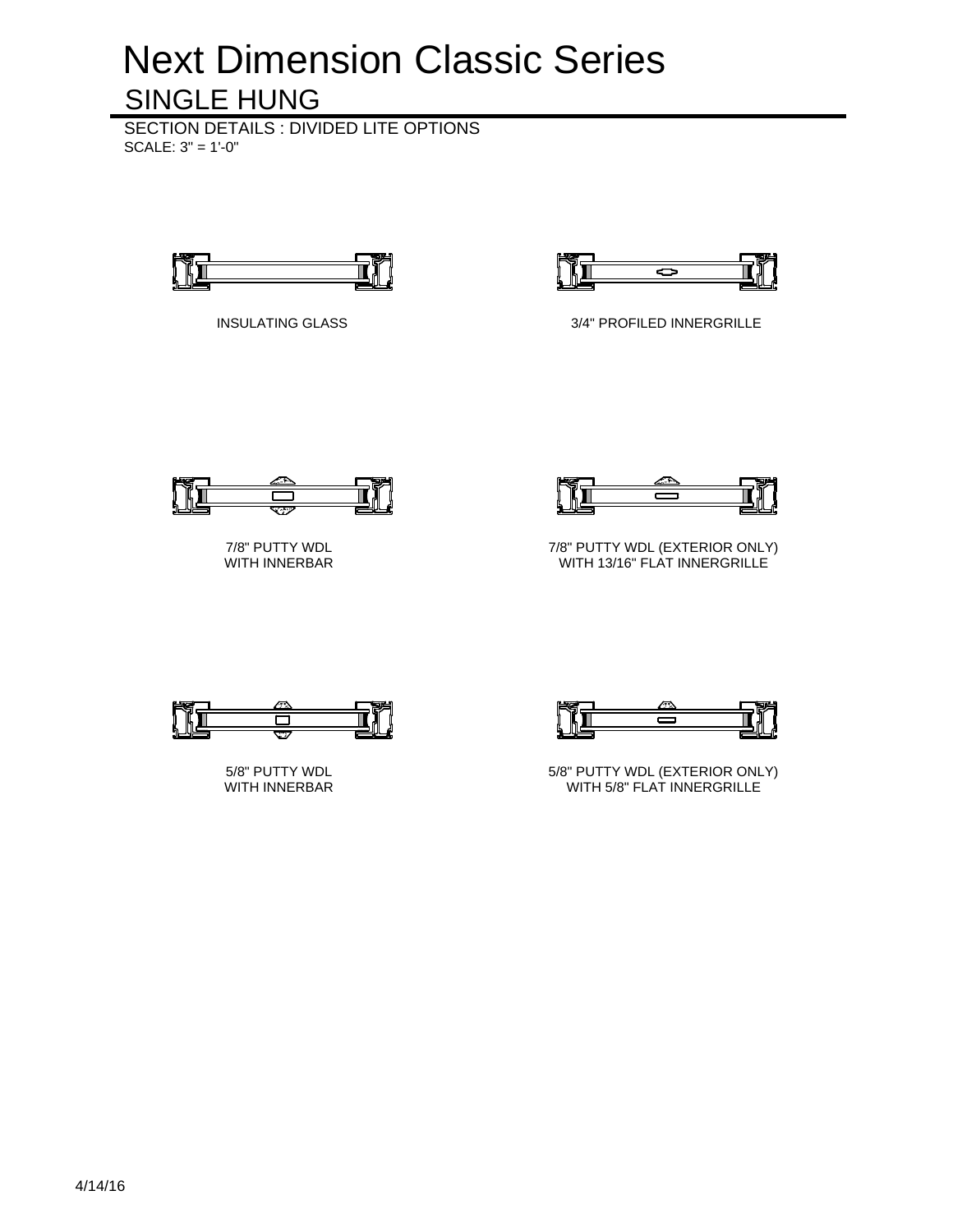# Next Dimension Classic Series

## SINGLE HUNG

SECTION DETAILS : DIVIDED LITE OPTIONS

SCALE: 3" = 1'-0"

INSULATING GLASS

3/4" PROFILED INNERGRILLE

7/8" PUTTY WDL
WITH INNERBAR

7/8" PUTTY WDL (EXTERIOR ONLY)
WITH 13/16" FLAT INNERGRILLE

5/8" PUTTY WDL
WITH INNERBAR

5/8" PUTTY WDL (EXTERIOR ONLY)
WITH 5/8" FLAT INNERGRILLE

4/14/16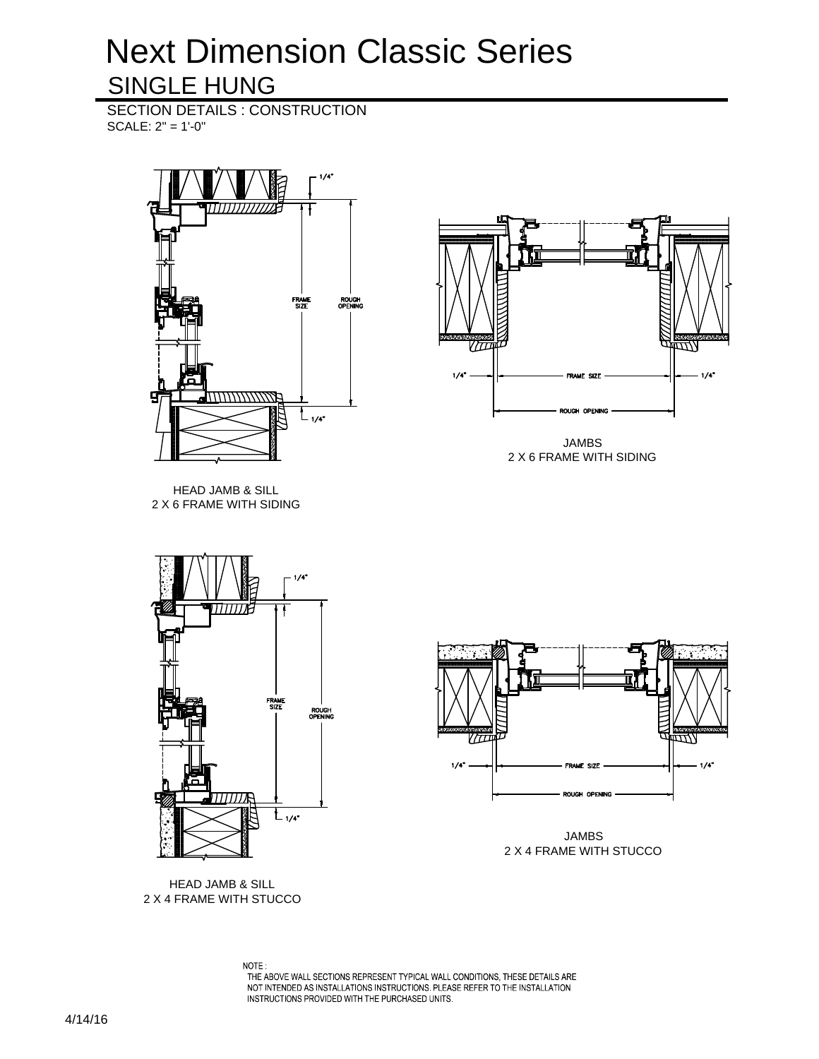# Next Dimension Classic Series

## SINGLE HUNG

SECTION DETAILS : CONSTRUCTION
SCALE: 2" = 1'-0"

1/4"

FRAME SIZE

ROUGH OPENING

1/4"

HEAD JAMB & SILL
2 X 6 FRAME WITH SIDING

1/4" FRAME SIZE 1/4"

ROUGH OPENING

JAMBS
2 X 6 FRAME WITH SIDING

1/4"

FRAME SIZE

ROUGH OPENING

1/4"

HEAD JAMB & SILL
2 X 4 FRAME WITH STUCCO

1/4" FRAME SIZE 1/4"

ROUGH OPENING

JAMBS
2 X 4 FRAME WITH STUCCO

NOTE :
THE ABOVE WALL SECTIONS REPRESENT TYPICAL WALL CONDITIONS, THESE DETAILS ARE NOT INTENDED AS INSTALLATIONS INSTRUCTIONS. PLEASE REFER TO THE INSTALLATION INSTRUCTIONS PROVIDED WITH THE PURCHASED UNITS.

4/14/16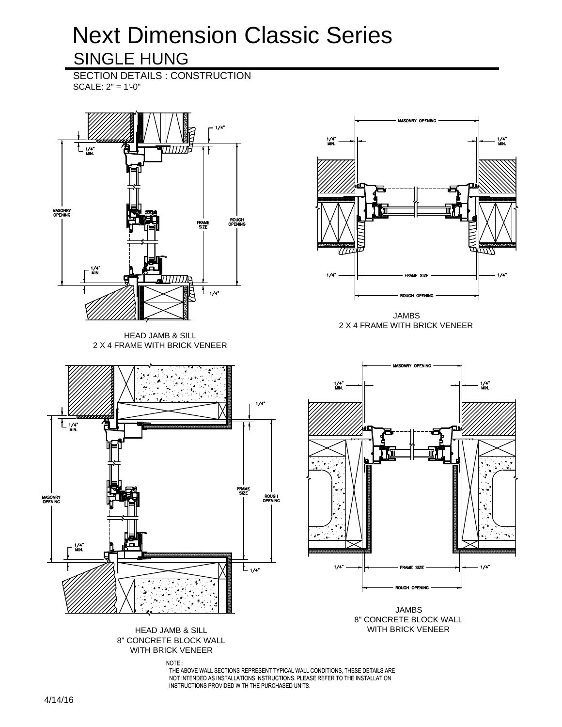# Next Dimension Classic Series

## SINGLE HUNG

SECTION DETAILS : CONSTRUCTION

SCALE: 2" = 1'-0"

1/4"

1/4" MIN.

MASONRY OPENING

FRAME SIZE

ROUGH OPENING

1/4" MIN.

1/4"

HEAD JAMB & SILL
2 X 4 FRAME WITH BRICK VENEER

MASONRY OPENING

1/4" MIN.

1/4" MIN.

1/4"

FRAME SIZE

1/4"

ROUGH OPENING

JAMBS
2 X 4 FRAME WITH BRICK VENEER

1/4"

1/4" MIN.

MASONRY OPENING

FRAME SIZE

ROUGH OPENING

1/4" MIN.

1/4"

HEAD JAMB & SILL
8" CONCRETE BLOCK WALL
WITH BRICK VENEER

MASONRY OPENING

1/4" MIN.

1/4" MIN.

1/4"

FRAME SIZE

1/4"

ROUGH OPENING

JAMBS
8" CONCRETE BLOCK WALL
WITH BRICK VENEER

NOTE :
THE ABOVE WALL SECTIONS REPRESENT TYPICAL WALL CONDITIONS, THESE DETAILS ARE NOT INTENDED AS INSTALLATIONS INSTRUCTIONS. PLEASE REFER TO THE INSTALLATION INSTRUCTIONS PROVIDED WITH THE PURCHASED UNITS.

4/14/16